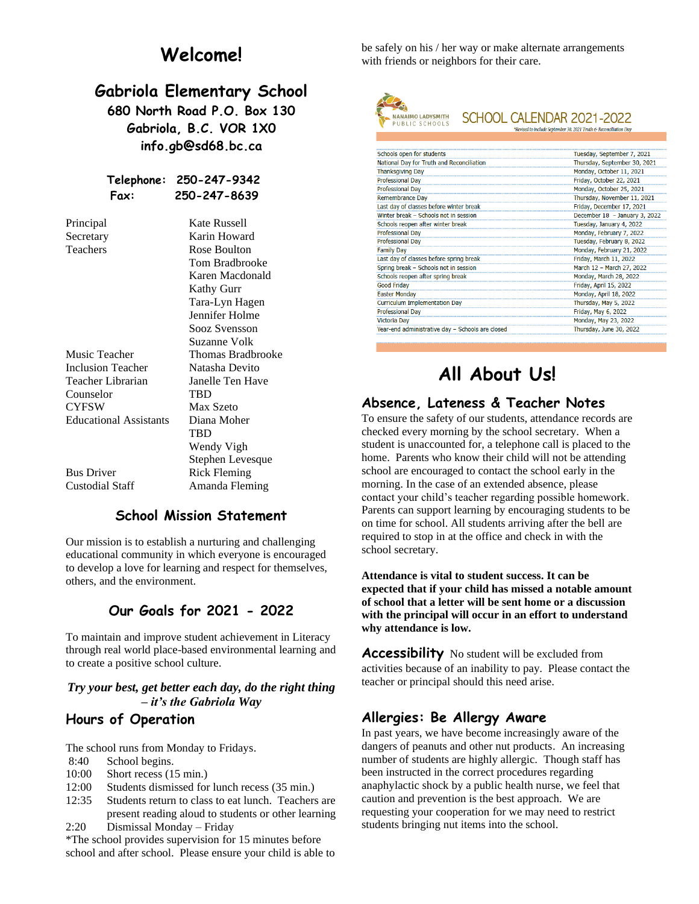# Welcome!

## Gabriola Elementary School

**680 North Road P.O. Box 130**
**Gabriola, B.C. V0R 1X0**
**info.gb@sd68.bc.ca**

**Telephone: 250-247-9342**
**Fax: 250-247-8639**

| | |
|---|---|
| Principal | Kate Russell |
| Secretary | Karin Howard |
| Teachers | Rose Boulton |
| | Tom Bradbrooke |
| | Karen Macdonald |
| | Kathy Gurr |
| | Tara-Lyn Hagen |
| | Jennifer Holme |
| | Sooz Svensson |
| | Suzanne Volk |
| Music Teacher | Thomas Bradbrooke |
| Inclusion Teacher | Natasha Devito |
| Teacher Librarian | Janelle Ten Have |
| Counselor | TBD |
| CYFSW | Max Szeto |
| Educational Assistants | Diana Moher |
| | TBD |
| | Wendy Vigh |
| | Stephen Levesque |
| Bus Driver | Rick Fleming |
| Custodial Staff | Amanda Fleming |

### School Mission Statement

Our mission is to establish a nurturing and challenging educational community in which everyone is encouraged to develop a love for learning and respect for themselves, others, and the environment.

### Our Goals for 2021 - 2022

To maintain and improve student achievement in Literacy through real world place-based environmental learning and to create a positive school culture.

***Try your best, get better each day, do the right thing – it's the Gabriola Way***

### Hours of Operation

The school runs from Monday to Fridays.

| | |
|---|---|
| 8:40 | School begins. |
| 10:00 | Short recess (15 min.) |
| 12:00 | Students dismissed for lunch recess (35 min.) |
| 12:35 | Students return to class to eat lunch. Teachers are present reading aloud to students or other learning |
| 2:20 | Dismissal Monday – Friday |

*The school provides supervision for 15 minutes before school and after school. Please ensure your child is able to be safely on his / her way or make alternate arrangements with friends or neighbors for their care.

NANAIMO LADYSMITH PUBLIC SCHOOLS

**SCHOOL CALENDAR 2021-2022**
*Revised to include September 30, 2021 Truth & Reconciliation Day

| | |
|---|---|
| Schools open for students | Tuesday, September 7, 2021 |
| National Day for Truth and Reconciliation | Thursday, September 30, 2021 |
| Thanksgiving Day | Monday, October 11, 2021 |
| Professional Day | Friday, October 22, 2021 |
| Professional Day | Monday, October 25, 2021 |
| Remembrance Day | Thursday, November 11, 2021 |
| Last day of classes before winter break | Friday, December 17, 2021 |
| Winter break – Schools not in session | December 18 – January 3, 2022 |
| Schools reopen after winter break | Tuesday, January 4, 2022 |
| Professional Day | Monday, February 7, 2022 |
| Professional Day | Tuesday, February 8, 2022 |
| Family Day | Monday, February 21, 2022 |
| Last day of classes before spring break | Friday, March 11, 2022 |
| Spring break – Schools not in session | March 12 – March 27, 2022 |
| Schools reopen after spring break | Monday, March 28, 2022 |
| Good Friday | Friday, April 15, 2022 |
| Easter Monday | Monday, April 18, 2022 |
| Curriculum Implementation Day | Thursday, May 5, 2022 |
| Professional Day | Friday, May 6, 2022 |
| Victoria Day | Monday, May 23, 2022 |
| Year-end administrative day – Schools are closed | Thursday, June 30, 2022 |

# All About Us!

### Absence, Lateness & Teacher Notes

To ensure the safety of our students, attendance records are checked every morning by the school secretary. When a student is unaccounted for, a telephone call is placed to the home. Parents who know their child will not be attending school are encouraged to contact the school early in the morning. In the case of an extended absence, please contact your child's teacher regarding possible homework. Parents can support learning by encouraging students to be on time for school. All students arriving after the bell are required to stop in at the office and check in with the school secretary.

**Attendance is vital to student success. It can be expected that if your child has missed a notable amount of school that a letter will be sent home or a discussion with the principal will occur in an effort to understand why attendance is low.**

**Accessibility** No student will be excluded from activities because of an inability to pay. Please contact the teacher or principal should this need arise.

### Allergies: Be Allergy Aware

In past years, we have become increasingly aware of the dangers of peanuts and other nut products. An increasing number of students are highly allergic. Though staff has been instructed in the correct procedures regarding anaphylactic shock by a public health nurse, we feel that caution and prevention is the best approach. We are requesting your cooperation for we may need to restrict students bringing nut items into the school.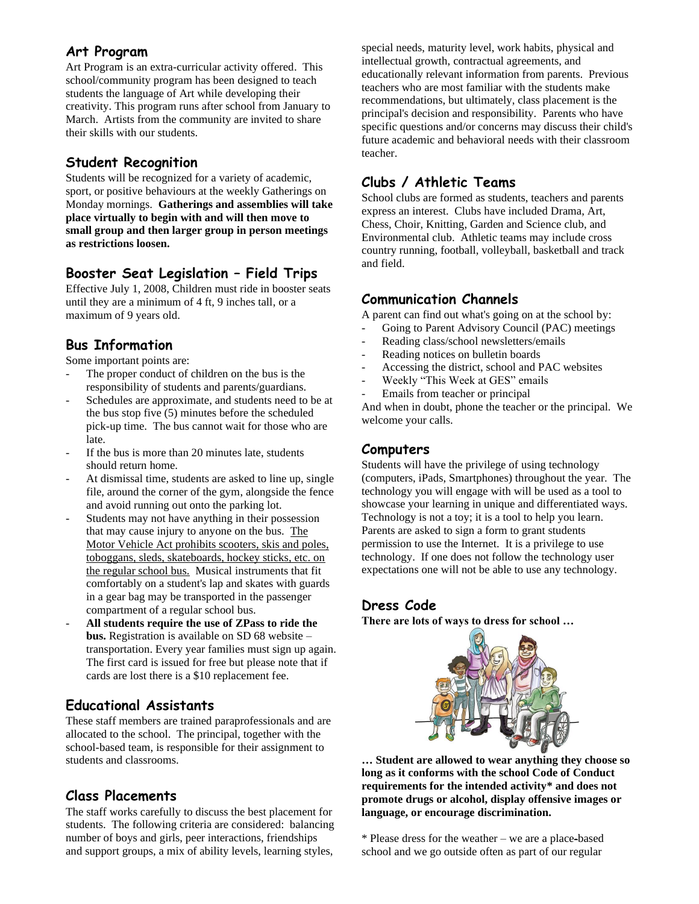## Art Program

Art Program is an extra-curricular activity offered. This school/community program has been designed to teach students the language of Art while developing their creativity. This program runs after school from January to March. Artists from the community are invited to share their skills with our students.

## Student Recognition

Students will be recognized for a variety of academic, sport, or positive behaviours at the weekly Gatherings on Monday mornings. **Gatherings and assemblies will take place virtually to begin with and will then move to small group and then larger group in person meetings as restrictions loosen.**

## Booster Seat Legislation – Field Trips

Effective July 1, 2008, Children must ride in booster seats until they are a minimum of 4 ft, 9 inches tall, or a maximum of 9 years old.

## Bus Information

Some important points are:

- The proper conduct of children on the bus is the responsibility of students and parents/guardians.
- Schedules are approximate, and students need to be at the bus stop five (5) minutes before the scheduled pick-up time. The bus cannot wait for those who are late.
- If the bus is more than 20 minutes late, students should return home.
- At dismissal time, students are asked to line up, single file, around the corner of the gym, alongside the fence and avoid running out onto the parking lot.
- Students may not have anything in their possession that may cause injury to anyone on the bus. The Motor Vehicle Act prohibits scooters, skis and poles, toboggans, sleds, skateboards, hockey sticks, etc. on the regular school bus. Musical instruments that fit comfortably on a student's lap and skates with guards in a gear bag may be transported in the passenger compartment of a regular school bus.
- **All students require the use of ZPass to ride the bus.** Registration is available on SD 68 website – transportation. Every year families must sign up again. The first card is issued for free but please note that if cards are lost there is a $10 replacement fee.

## Educational Assistants

These staff members are trained paraprofessionals and are allocated to the school. The principal, together with the school-based team, is responsible for their assignment to students and classrooms.

## Class Placements

The staff works carefully to discuss the best placement for students. The following criteria are considered: balancing number of boys and girls, peer interactions, friendships and support groups, a mix of ability levels, learning styles, special needs, maturity level, work habits, physical and intellectual growth, contractual agreements, and educationally relevant information from parents. Previous teachers who are most familiar with the students make recommendations, but ultimately, class placement is the principal's decision and responsibility. Parents who have specific questions and/or concerns may discuss their child's future academic and behavioral needs with their classroom teacher.

## Clubs / Athletic Teams

School clubs are formed as students, teachers and parents express an interest. Clubs have included Drama, Art, Chess, Choir, Knitting, Garden and Science club, and Environmental club. Athletic teams may include cross country running, football, volleyball, basketball and track and field.

## Communication Channels

A parent can find out what's going on at the school by:

- Going to Parent Advisory Council (PAC) meetings
- Reading class/school newsletters/emails
- Reading notices on bulletin boards
- Accessing the district, school and PAC websites
- Weekly "This Week at GES" emails
- Emails from teacher or principal

And when in doubt, phone the teacher or the principal. We welcome your calls.

## Computers

Students will have the privilege of using technology (computers, iPads, Smartphones) throughout the year. The technology you will engage with will be used as a tool to showcase your learning in unique and differentiated ways. Technology is not a toy; it is a tool to help you learn. Parents are asked to sign a form to grant students permission to use the Internet. It is a privilege to use technology. If one does not follow the technology user expectations one will not be able to use any technology.

## Dress Code

**There are lots of ways to dress for school …**

**… Student are allowed to wear anything they choose so long as it conforms with the school Code of Conduct requirements for the intended activity* and does not promote drugs or alcohol, display offensive images or language, or encourage discrimination.**

* Please dress for the weather – we are a place-based school and we go outside often as part of our regular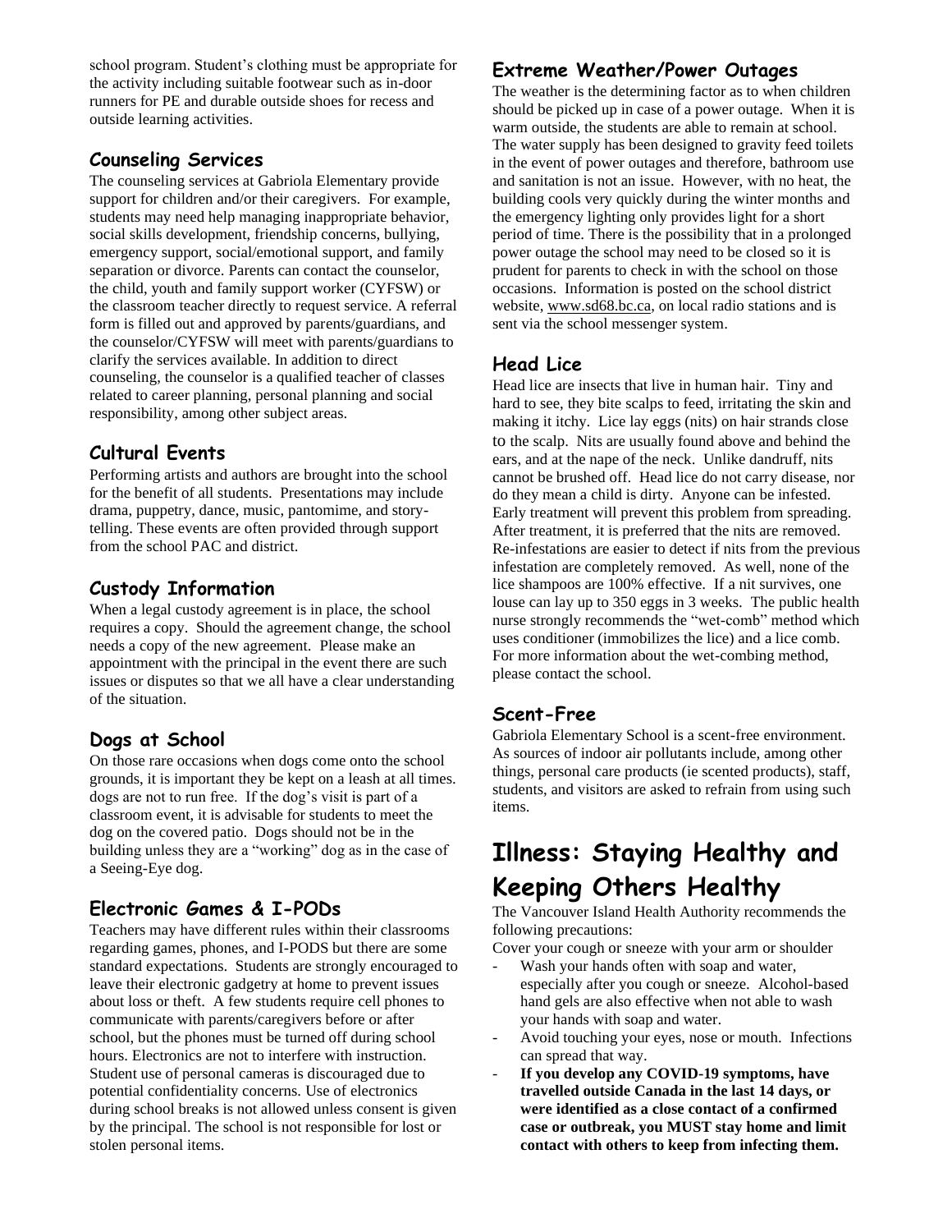school program. Student's clothing must be appropriate for the activity including suitable footwear such as in-door runners for PE and durable outside shoes for recess and outside learning activities.

## Counseling Services

The counseling services at Gabriola Elementary provide support for children and/or their caregivers. For example, students may need help managing inappropriate behavior, social skills development, friendship concerns, bullying, emergency support, social/emotional support, and family separation or divorce. Parents can contact the counselor, the child, youth and family support worker (CYFSW) or the classroom teacher directly to request service. A referral form is filled out and approved by parents/guardians, and the counselor/CYFSW will meet with parents/guardians to clarify the services available. In addition to direct counseling, the counselor is a qualified teacher of classes related to career planning, personal planning and social responsibility, among other subject areas.

## Cultural Events

Performing artists and authors are brought into the school for the benefit of all students. Presentations may include drama, puppetry, dance, music, pantomime, and story-telling. These events are often provided through support from the school PAC and district.

## Custody Information

When a legal custody agreement is in place, the school requires a copy. Should the agreement change, the school needs a copy of the new agreement. Please make an appointment with the principal in the event there are such issues or disputes so that we all have a clear understanding of the situation.

## Dogs at School

On those rare occasions when dogs come onto the school grounds, it is important they be kept on a leash at all times. dogs are not to run free. If the dog's visit is part of a classroom event, it is advisable for students to meet the dog on the covered patio. Dogs should not be in the building unless they are a "working" dog as in the case of a Seeing-Eye dog.

## Electronic Games & I-PODs

Teachers may have different rules within their classrooms regarding games, phones, and I-PODS but there are some standard expectations. Students are strongly encouraged to leave their electronic gadgetry at home to prevent issues about loss or theft. A few students require cell phones to communicate with parents/caregivers before or after school, but the phones must be turned off during school hours. Electronics are not to interfere with instruction. Student use of personal cameras is discouraged due to potential confidentiality concerns. Use of electronics during school breaks is not allowed unless consent is given by the principal. The school is not responsible for lost or stolen personal items.

## Extreme Weather/Power Outages

The weather is the determining factor as to when children should be picked up in case of a power outage. When it is warm outside, the students are able to remain at school. The water supply has been designed to gravity feed toilets in the event of power outages and therefore, bathroom use and sanitation is not an issue. However, with no heat, the building cools very quickly during the winter months and the emergency lighting only provides light for a short period of time. There is the possibility that in a prolonged power outage the school may need to be closed so it is prudent for parents to check in with the school on those occasions. Information is posted on the school district website, www.sd68.bc.ca, on local radio stations and is sent via the school messenger system.

## Head Lice

Head lice are insects that live in human hair. Tiny and hard to see, they bite scalps to feed, irritating the skin and making it itchy. Lice lay eggs (nits) on hair strands close to the scalp. Nits are usually found above and behind the ears, and at the nape of the neck. Unlike dandruff, nits cannot be brushed off. Head lice do not carry disease, nor do they mean a child is dirty. Anyone can be infested. Early treatment will prevent this problem from spreading. After treatment, it is preferred that the nits are removed. Re-infestations are easier to detect if nits from the previous infestation are completely removed. As well, none of the lice shampoos are 100% effective. If a nit survives, one louse can lay up to 350 eggs in 3 weeks. The public health nurse strongly recommends the "wet-comb" method which uses conditioner (immobilizes the lice) and a lice comb. For more information about the wet-combing method, please contact the school.

## Scent-Free

Gabriola Elementary School is a scent-free environment. As sources of indoor air pollutants include, among other things, personal care products (ie scented products), staff, students, and visitors are asked to refrain from using such items.

# Illness: Staying Healthy and Keeping Others Healthy

The Vancouver Island Health Authority recommends the following precautions:

Cover your cough or sneeze with your arm or shoulder

- Wash your hands often with soap and water, especially after you cough or sneeze. Alcohol-based hand gels are also effective when not able to wash your hands with soap and water.
- Avoid touching your eyes, nose or mouth. Infections can spread that way.
- **If you develop any COVID-19 symptoms, have travelled outside Canada in the last 14 days, or were identified as a close contact of a confirmed case or outbreak, you MUST stay home and limit contact with others to keep from infecting them.**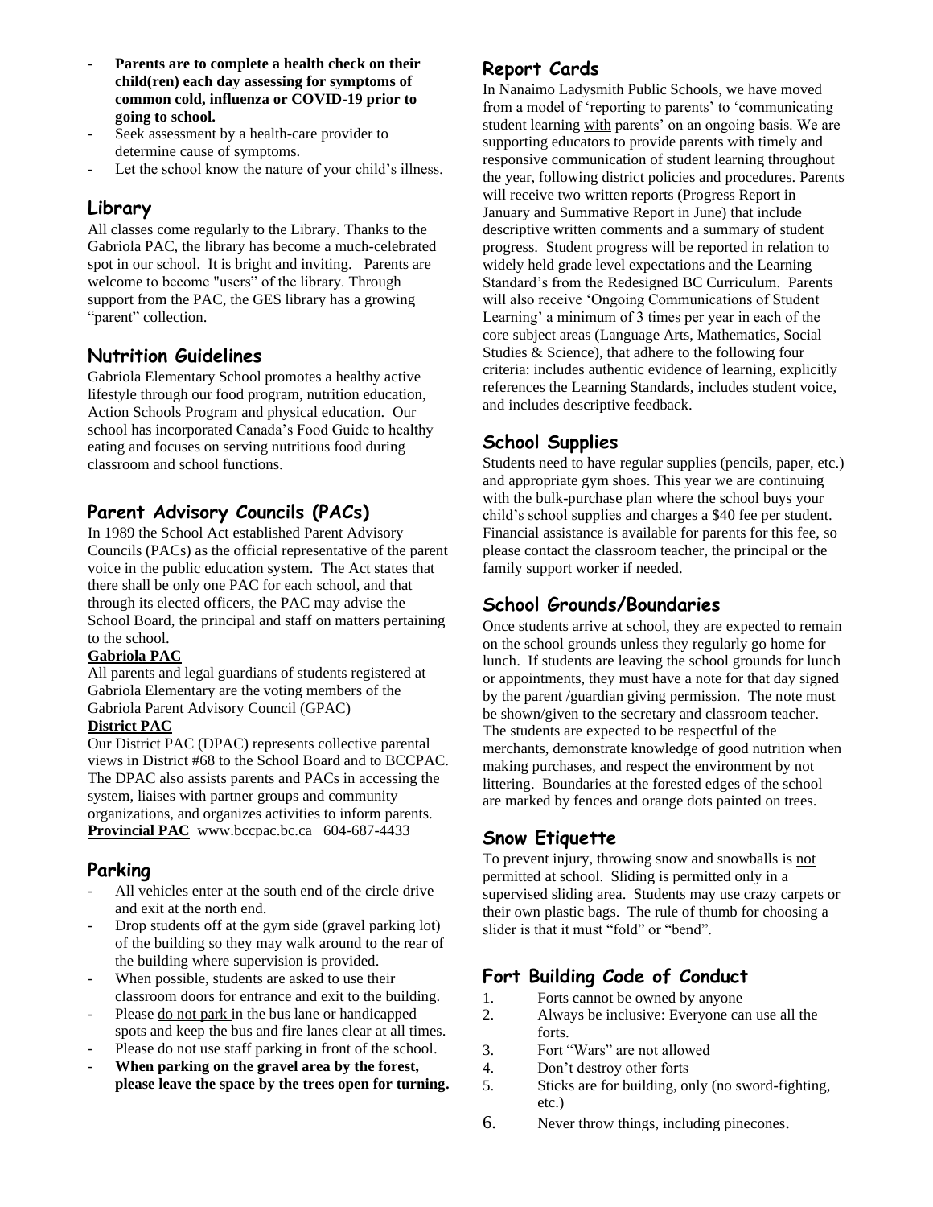- **Parents are to complete a health check on their child(ren) each day assessing for symptoms of common cold, influenza or COVID-19 prior to going to school.**
- Seek assessment by a health-care provider to determine cause of symptoms.
- Let the school know the nature of your child's illness.

## Library

All classes come regularly to the Library. Thanks to the Gabriola PAC, the library has become a much-celebrated spot in our school. It is bright and inviting. Parents are welcome to become "users" of the library. Through support from the PAC, the GES library has a growing "parent" collection.

## Nutrition Guidelines

Gabriola Elementary School promotes a healthy active lifestyle through our food program, nutrition education, Action Schools Program and physical education. Our school has incorporated Canada's Food Guide to healthy eating and focuses on serving nutritious food during classroom and school functions.

## Parent Advisory Councils (PACs)

In 1989 the School Act established Parent Advisory Councils (PACs) as the official representative of the parent voice in the public education system. The Act states that there shall be only one PAC for each school, and that through its elected officers, the PAC may advise the School Board, the principal and staff on matters pertaining to the school.

**Gabriola PAC**

All parents and legal guardians of students registered at Gabriola Elementary are the voting members of the Gabriola Parent Advisory Council (GPAC)

**District PAC**

Our District PAC (DPAC) represents collective parental views in District #68 to the School Board and to BCCPAC. The DPAC also assists parents and PACs in accessing the system, liaises with partner groups and community organizations, and organizes activities to inform parents.

**Provincial PAC** www.bccpac.bc.ca 604-687-4433

## Parking

- All vehicles enter at the south end of the circle drive and exit at the north end.
- Drop students off at the gym side (gravel parking lot) of the building so they may walk around to the rear of the building where supervision is provided.
- When possible, students are asked to use their classroom doors for entrance and exit to the building.
- Please do not park in the bus lane or handicapped spots and keep the bus and fire lanes clear at all times.
- Please do not use staff parking in front of the school.
- **When parking on the gravel area by the forest, please leave the space by the trees open for turning.**

## Report Cards

In Nanaimo Ladysmith Public Schools, we have moved from a model of 'reporting to parents' to 'communicating student learning with parents' on an ongoing basis. We are supporting educators to provide parents with timely and responsive communication of student learning throughout the year, following district policies and procedures. Parents will receive two written reports (Progress Report in January and Summative Report in June) that include descriptive written comments and a summary of student progress. Student progress will be reported in relation to widely held grade level expectations and the Learning Standard's from the Redesigned BC Curriculum. Parents will also receive 'Ongoing Communications of Student Learning' a minimum of 3 times per year in each of the core subject areas (Language Arts, Mathematics, Social Studies & Science), that adhere to the following four criteria: includes authentic evidence of learning, explicitly references the Learning Standards, includes student voice, and includes descriptive feedback.

## School Supplies

Students need to have regular supplies (pencils, paper, etc.) and appropriate gym shoes. This year we are continuing with the bulk-purchase plan where the school buys your child's school supplies and charges a $40 fee per student. Financial assistance is available for parents for this fee, so please contact the classroom teacher, the principal or the family support worker if needed.

## School Grounds/Boundaries

Once students arrive at school, they are expected to remain on the school grounds unless they regularly go home for lunch. If students are leaving the school grounds for lunch or appointments, they must have a note for that day signed by the parent /guardian giving permission. The note must be shown/given to the secretary and classroom teacher. The students are expected to be respectful of the merchants, demonstrate knowledge of good nutrition when making purchases, and respect the environment by not littering. Boundaries at the forested edges of the school are marked by fences and orange dots painted on trees.

## Snow Etiquette

To prevent injury, throwing snow and snowballs is not permitted at school. Sliding is permitted only in a supervised sliding area. Students may use crazy carpets or their own plastic bags. The rule of thumb for choosing a slider is that it must "fold" or "bend".

## Fort Building Code of Conduct

1. Forts cannot be owned by anyone
2. Always be inclusive: Everyone can use all the forts.
3. Fort "Wars" are not allowed
4. Don't destroy other forts
5. Sticks are for building, only (no sword-fighting, etc.)
6. Never throw things, including pinecones.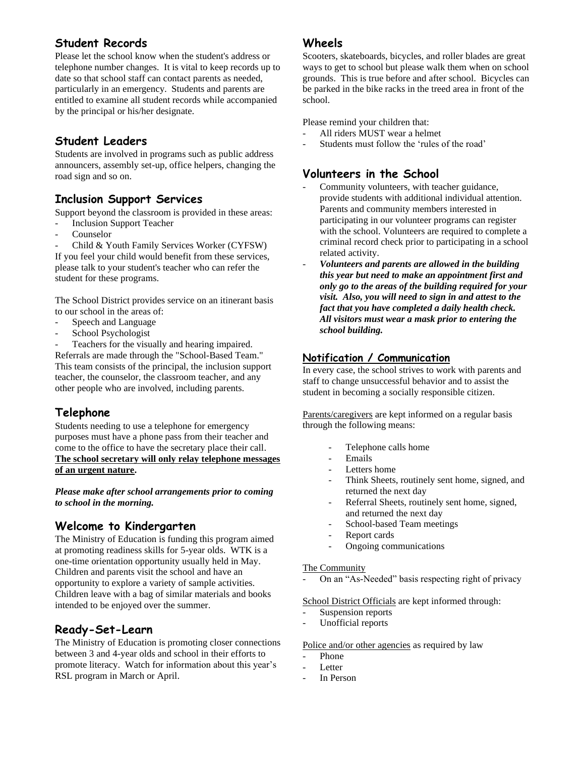## Student Records

Please let the school know when the student's address or telephone number changes. It is vital to keep records up to date so that school staff can contact parents as needed, particularly in an emergency. Students and parents are entitled to examine all student records while accompanied by the principal or his/her designate.

## Student Leaders

Students are involved in programs such as public address announcers, assembly set-up, office helpers, changing the road sign and so on.

## Inclusion Support Services

Support beyond the classroom is provided in these areas:

- Inclusion Support Teacher
- Counselor
- Child & Youth Family Services Worker (CYFSW)

If you feel your child would benefit from these services, please talk to your student's teacher who can refer the student for these programs.

The School District provides service on an itinerant basis to our school in the areas of:

- Speech and Language
- School Psychologist
- Teachers for the visually and hearing impaired.

Referrals are made through the "School-Based Team." This team consists of the principal, the inclusion support teacher, the counselor, the classroom teacher, and any other people who are involved, including parents.

## Telephone

Students needing to use a telephone for emergency purposes must have a phone pass from their teacher and come to the office to have the secretary place their call. **The school secretary will only relay telephone messages of an urgent nature.**

***Please make after school arrangements prior to coming to school in the morning.***

## Welcome to Kindergarten

The Ministry of Education is funding this program aimed at promoting readiness skills for 5-year olds. WTK is a one-time orientation opportunity usually held in May. Children and parents visit the school and have an opportunity to explore a variety of sample activities. Children leave with a bag of similar materials and books intended to be enjoyed over the summer.

## Ready-Set-Learn

The Ministry of Education is promoting closer connections between 3 and 4-year olds and school in their efforts to promote literacy. Watch for information about this year's RSL program in March or April.

## Wheels

Scooters, skateboards, bicycles, and roller blades are great ways to get to school but please walk them when on school grounds. This is true before and after school. Bicycles can be parked in the bike racks in the treed area in front of the school.

Please remind your children that:

- All riders MUST wear a helmet
- Students must follow the 'rules of the road'

## Volunteers in the School

- Community volunteers, with teacher guidance, provide students with additional individual attention. Parents and community members interested in participating in our volunteer programs can register with the school. Volunteers are required to complete a criminal record check prior to participating in a school related activity.
- ***Volunteers and parents are allowed in the building this year but need to make an appointment first and only go to the areas of the building required for your visit. Also, you will need to sign in and attest to the fact that you have completed a daily health check. All visitors must wear a mask prior to entering the school building.***

## Notification / Communication

In every case, the school strives to work with parents and staff to change unsuccessful behavior and to assist the student in becoming a socially responsible citizen.

Parents/caregivers are kept informed on a regular basis through the following means:

- Telephone calls home
- Emails
- Letters home
- Think Sheets, routinely sent home, signed, and returned the next day
- Referral Sheets, routinely sent home, signed, and returned the next day
- School-based Team meetings
- Report cards
- Ongoing communications

The Community

- On an "As-Needed" basis respecting right of privacy

School District Officials are kept informed through:

- Suspension reports
- Unofficial reports

Police and/or other agencies as required by law

- Phone
- Letter
- In Person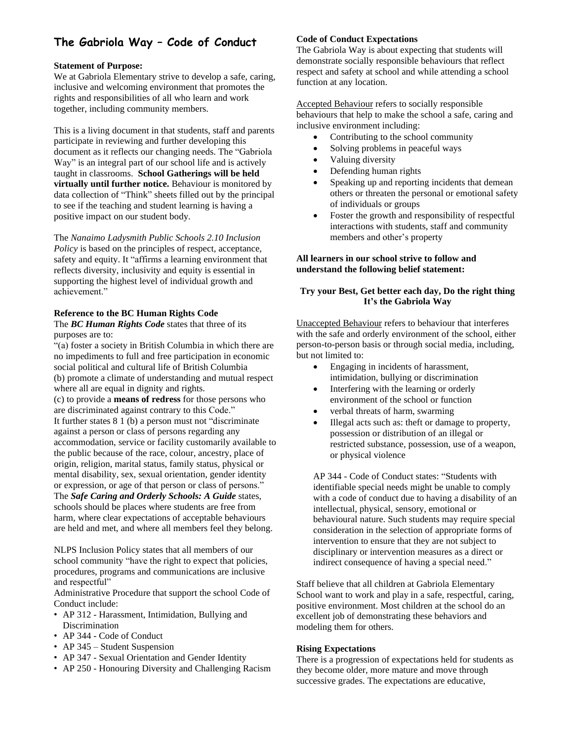# The Gabriola Way – Code of Conduct

**Statement of Purpose:**
We at Gabriola Elementary strive to develop a safe, caring, inclusive and welcoming environment that promotes the rights and responsibilities of all who learn and work together, including community members.

This is a living document in that students, staff and parents participate in reviewing and further developing this document as it reflects our changing needs. The "Gabriola Way" is an integral part of our school life and is actively taught in classrooms. **School Gatherings will be held virtually until further notice.** Behaviour is monitored by data collection of "Think" sheets filled out by the principal to see if the teaching and student learning is having a positive impact on our student body.

The *Nanaimo Ladysmith Public Schools 2.10 Inclusion Policy* is based on the principles of respect, acceptance, safety and equity. It "affirms a learning environment that reflects diversity, inclusivity and equity is essential in supporting the highest level of individual growth and achievement."

**Reference to the BC Human Rights Code**
The ***BC Human Rights Code*** states that three of its purposes are to:
"(a) foster a society in British Columbia in which there are no impediments to full and free participation in economic social political and cultural life of British Columbia
(b) promote a climate of understanding and mutual respect where all are equal in dignity and rights.
(c) to provide a **means of redress** for those persons who are discriminated against contrary to this Code."
It further states 8 1 (b) a person must not "discriminate against a person or class of persons regarding any accommodation, service or facility customarily available to the public because of the race, colour, ancestry, place of origin, religion, marital status, family status, physical or mental disability, sex, sexual orientation, gender identity or expression, or age of that person or class of persons."
The ***Safe Caring and Orderly Schools: A Guide*** states, schools should be places where students are free from harm, where clear expectations of acceptable behaviours are held and met, and where all members feel they belong.

NLPS Inclusion Policy states that all members of our school community "have the right to expect that policies, procedures, programs and communications are inclusive and respectful"
Administrative Procedure that support the school Code of Conduct include:

- AP 312 - Harassment, Intimidation, Bullying and Discrimination
- AP 344 - Code of Conduct
- AP 345 – Student Suspension
- AP 347 - Sexual Orientation and Gender Identity
- AP 250 - Honouring Diversity and Challenging Racism

**Code of Conduct Expectations**
The Gabriola Way is about expecting that students will demonstrate socially responsible behaviours that reflect respect and safety at school and while attending a school function at any location.

Accepted Behaviour refers to socially responsible behaviours that help to make the school a safe, caring and inclusive environment including:

- Contributing to the school community
- Solving problems in peaceful ways
- Valuing diversity
- Defending human rights
- Speaking up and reporting incidents that demean others or threaten the personal or emotional safety of individuals or groups
- Foster the growth and responsibility of respectful interactions with students, staff and community members and other's property

**All learners in our school strive to follow and understand the following belief statement:**

**Try your Best, Get better each day, Do the right thing**
**It's the Gabriola Way**

Unaccepted Behaviour refers to behaviour that interferes with the safe and orderly environment of the school, either person-to-person basis or through social media, including, but not limited to:

- Engaging in incidents of harassment, intimidation, bullying or discrimination
- Interfering with the learning or orderly environment of the school or function
- verbal threats of harm, swarming
- Illegal acts such as: theft or damage to property, possession or distribution of an illegal or restricted substance, possession, use of a weapon, or physical violence

AP 344 - Code of Conduct states: "Students with identifiable special needs might be unable to comply with a code of conduct due to having a disability of an intellectual, physical, sensory, emotional or behavioural nature. Such students may require special consideration in the selection of appropriate forms of intervention to ensure that they are not subject to disciplinary or intervention measures as a direct or indirect consequence of having a special need."

Staff believe that all children at Gabriola Elementary School want to work and play in a safe, respectful, caring, positive environment. Most children at the school do an excellent job of demonstrating these behaviors and modeling them for others.

**Rising Expectations**
There is a progression of expectations held for students as they become older, more mature and move through successive grades. The expectations are educative,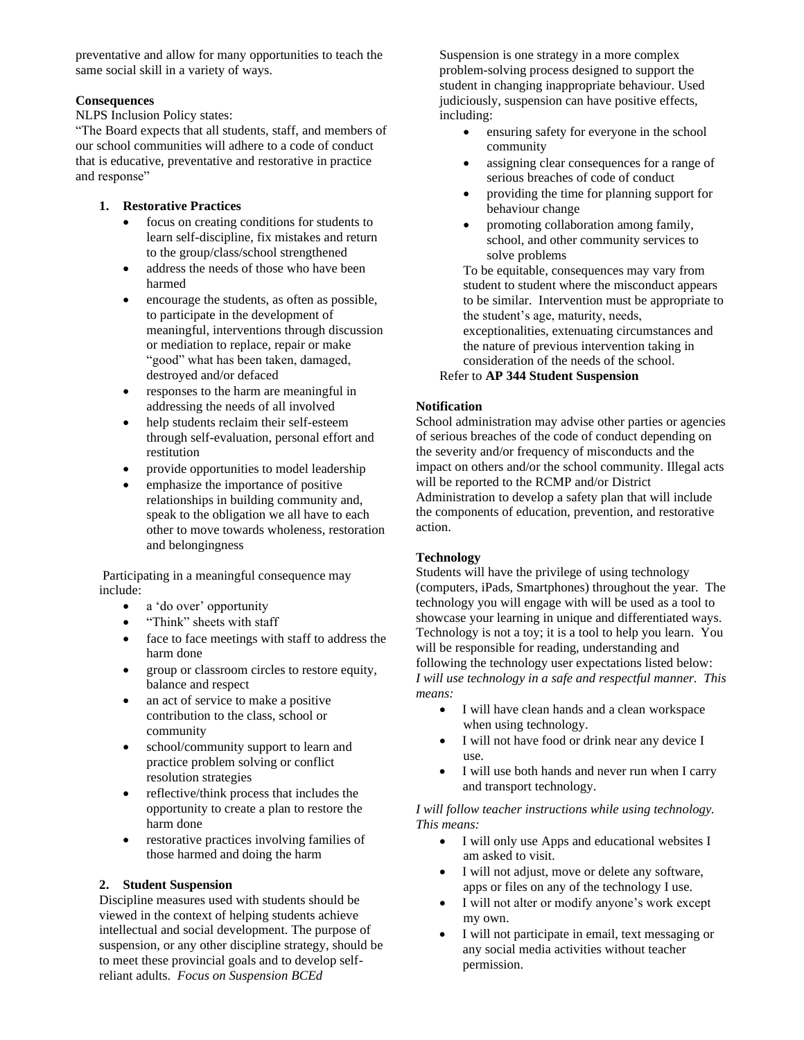preventative and allow for many opportunities to teach the same social skill in a variety of ways.

**Consequences**

NLPS Inclusion Policy states:

"The Board expects that all students, staff, and members of our school communities will adhere to a code of conduct that is educative, preventative and restorative in practice and response"

1. **Restorative Practices**
   - focus on creating conditions for students to learn self-discipline, fix mistakes and return to the group/class/school strengthened
   - address the needs of those who have been harmed
   - encourage the students, as often as possible, to participate in the development of meaningful, interventions through discussion or mediation to replace, repair or make "good" what has been taken, damaged, destroyed and/or defaced
   - responses to the harm are meaningful in addressing the needs of all involved
   - help students reclaim their self-esteem through self-evaluation, personal effort and restitution
   - provide opportunities to model leadership
   - emphasize the importance of positive relationships in building community and, speak to the obligation we all have to each other to move towards wholeness, restoration and belongingness

   Participating in a meaningful consequence may include:

   - a 'do over' opportunity
   - "Think" sheets with staff
   - face to face meetings with staff to address the harm done
   - group or classroom circles to restore equity, balance and respect
   - an act of service to make a positive contribution to the class, school or community
   - school/community support to learn and practice problem solving or conflict resolution strategies
   - reflective/think process that includes the opportunity to create a plan to restore the harm done
   - restorative practices involving families of those harmed and doing the harm

2. **Student Suspension**

   Discipline measures used with students should be viewed in the context of helping students achieve intellectual and social development. The purpose of suspension, or any other discipline strategy, should be to meet these provincial goals and to develop self-reliant adults. *Focus on Suspension BCEd*

   Suspension is one strategy in a more complex problem-solving process designed to support the student in changing inappropriate behaviour. Used judiciously, suspension can have positive effects, including:

   - ensuring safety for everyone in the school community
   - assigning clear consequences for a range of serious breaches of code of conduct
   - providing the time for planning support for behaviour change
   - promoting collaboration among family, school, and other community services to solve problems

   To be equitable, consequences may vary from student to student where the misconduct appears to be similar. Intervention must be appropriate to the student's age, maturity, needs, exceptionalities, extenuating circumstances and the nature of previous intervention taking in consideration of the needs of the school.

   Refer to **AP 344 Student Suspension**

**Notification**

School administration may advise other parties or agencies of serious breaches of the code of conduct depending on the severity and/or frequency of misconducts and the impact on others and/or the school community. Illegal acts will be reported to the RCMP and/or District Administration to develop a safety plan that will include the components of education, prevention, and restorative action.

**Technology**

Students will have the privilege of using technology (computers, iPads, Smartphones) throughout the year. The technology you will engage with will be used as a tool to showcase your learning in unique and differentiated ways. Technology is not a toy; it is a tool to help you learn. You will be responsible for reading, understanding and following the technology user expectations listed below:

*I will use technology in a safe and respectful manner. This means:*

- I will have clean hands and a clean workspace when using technology.
- I will not have food or drink near any device I use.
- I will use both hands and never run when I carry and transport technology.

*I will follow teacher instructions while using technology. This means:*

- I will only use Apps and educational websites I am asked to visit.
- I will not adjust, move or delete any software, apps or files on any of the technology I use.
- I will not alter or modify anyone's work except my own.
- I will not participate in email, text messaging or any social media activities without teacher permission.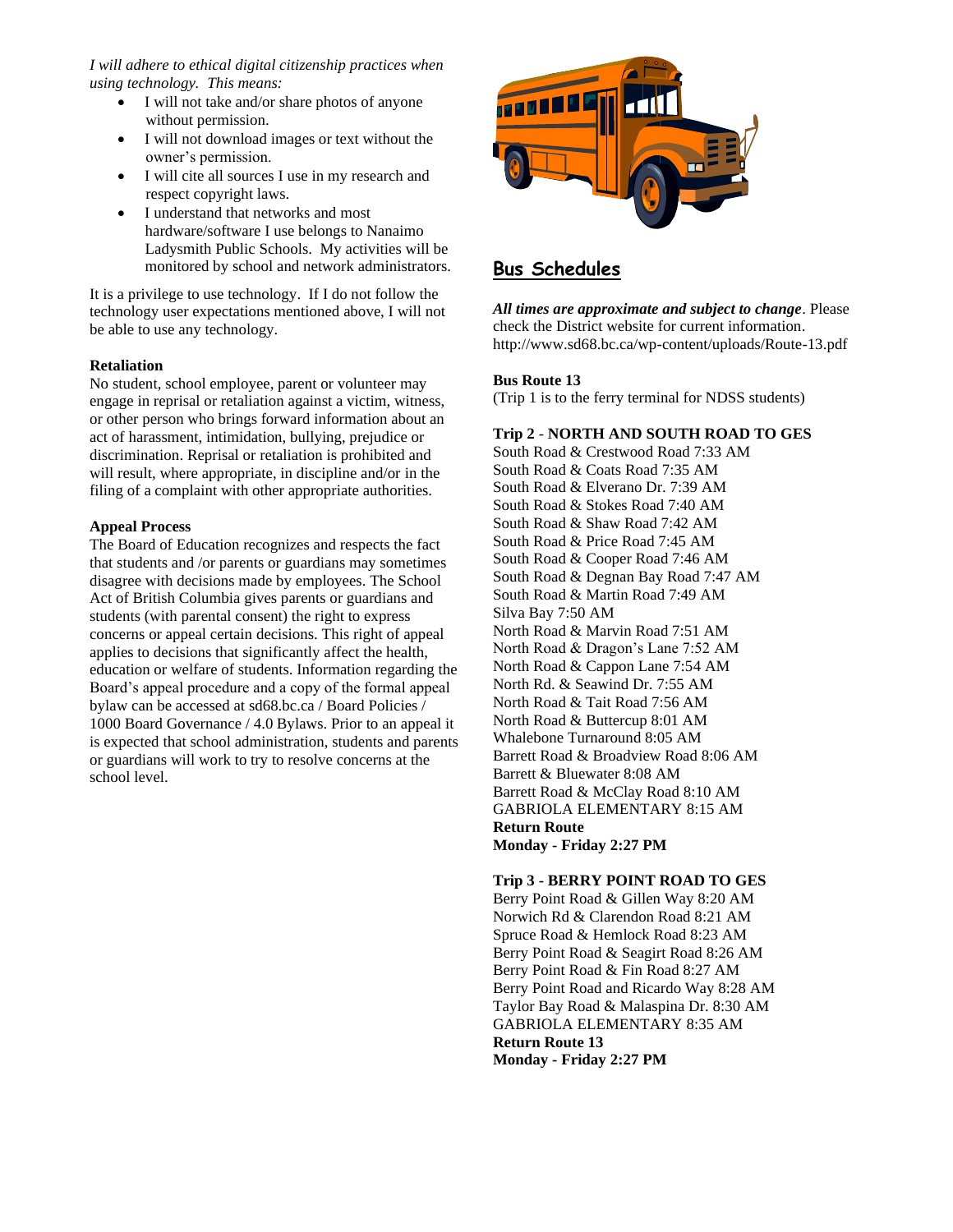*I will adhere to ethical digital citizenship practices when using technology. This means:*

- I will not take and/or share photos of anyone without permission.
- I will not download images or text without the owner's permission.
- I will cite all sources I use in my research and respect copyright laws.
- I understand that networks and most hardware/software I use belongs to Nanaimo Ladysmith Public Schools. My activities will be monitored by school and network administrators.

It is a privilege to use technology. If I do not follow the technology user expectations mentioned above, I will not be able to use any technology.

**Retaliation**

No student, school employee, parent or volunteer may engage in reprisal or retaliation against a victim, witness, or other person who brings forward information about an act of harassment, intimidation, bullying, prejudice or discrimination. Reprisal or retaliation is prohibited and will result, where appropriate, in discipline and/or in the filing of a complaint with other appropriate authorities.

**Appeal Process**

The Board of Education recognizes and respects the fact that students and /or parents or guardians may sometimes disagree with decisions made by employees. The School Act of British Columbia gives parents or guardians and students (with parental consent) the right to express concerns or appeal certain decisions. This right of appeal applies to decisions that significantly affect the health, education or welfare of students. Information regarding the Board's appeal procedure and a copy of the formal appeal bylaw can be accessed at sd68.bc.ca / Board Policies / 1000 Board Governance / 4.0 Bylaws. Prior to an appeal it is expected that school administration, students and parents or guardians will work to try to resolve concerns at the school level.

## Bus Schedules

***All times are approximate and subject to change***. Please check the District website for current information. http://www.sd68.bc.ca/wp-content/uploads/Route-13.pdf

**Bus Route 13**
(Trip 1 is to the ferry terminal for NDSS students)

**Trip 2 - NORTH AND SOUTH ROAD TO GES**
South Road & Crestwood Road 7:33 AM
South Road & Coats Road 7:35 AM
South Road & Elverano Dr. 7:39 AM
South Road & Stokes Road 7:40 AM
South Road & Shaw Road 7:42 AM
South Road & Price Road 7:45 AM
South Road & Cooper Road 7:46 AM
South Road & Degnan Bay Road 7:47 AM
South Road & Martin Road 7:49 AM
Silva Bay 7:50 AM
North Road & Marvin Road 7:51 AM
North Road & Dragon's Lane 7:52 AM
North Road & Cappon Lane 7:54 AM
North Rd. & Seawind Dr. 7:55 AM
North Road & Tait Road 7:56 AM
North Road & Buttercup 8:01 AM
Whalebone Turnaround 8:05 AM
Barrett Road & Broadview Road 8:06 AM
Barrett & Bluewater 8:08 AM
Barrett Road & McClay Road 8:10 AM
GABRIOLA ELEMENTARY 8:15 AM
**Return Route**
**Monday - Friday 2:27 PM**

**Trip 3 - BERRY POINT ROAD TO GES**
Berry Point Road & Gillen Way 8:20 AM
Norwich Rd & Clarendon Road 8:21 AM
Spruce Road & Hemlock Road 8:23 AM
Berry Point Road & Seagirt Road 8:26 AM
Berry Point Road & Fin Road 8:27 AM
Berry Point Road and Ricardo Way 8:28 AM
Taylor Bay Road & Malaspina Dr. 8:30 AM
GABRIOLA ELEMENTARY 8:35 AM
**Return Route 13**
**Monday - Friday 2:27 PM**